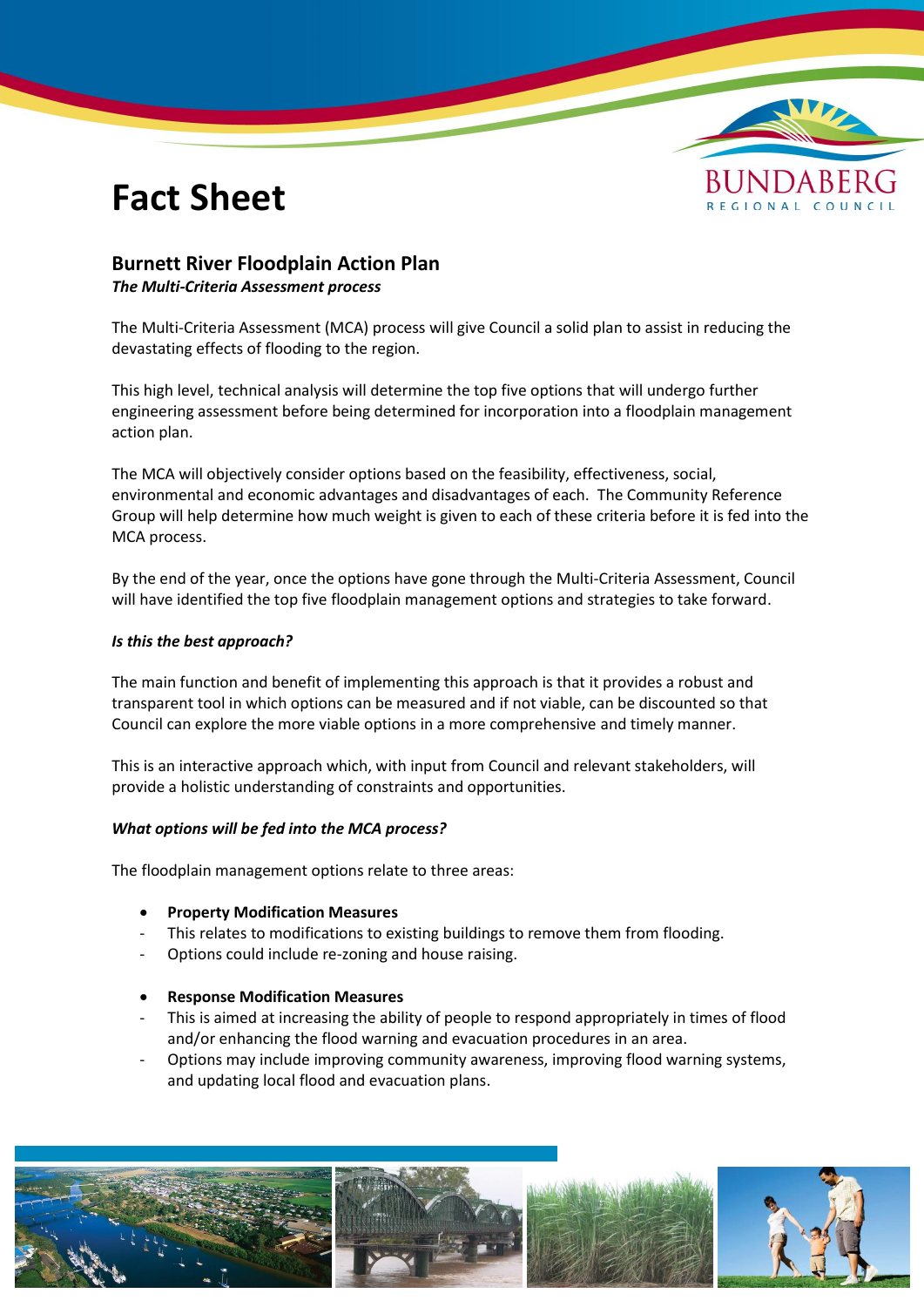# Fact Sheet

## Burnett River Floodplain Action Plan

***The Multi-Criteria Assessment process***

The Multi-Criteria Assessment (MCA) process will give Council a solid plan to assist in reducing the devastating effects of flooding to the region.

This high level, technical analysis will determine the top five options that will undergo further engineering assessment before being determined for incorporation into a floodplain management action plan.

The MCA will objectively consider options based on the feasibility, effectiveness, social, environmental and economic advantages and disadvantages of each. The Community Reference Group will help determine how much weight is given to each of these criteria before it is fed into the MCA process.

By the end of the year, once the options have gone through the Multi-Criteria Assessment, Council will have identified the top five floodplain management options and strategies to take forward.

***Is this the best approach?***

The main function and benefit of implementing this approach is that it provides a robust and transparent tool in which options can be measured and if not viable, can be discounted so that Council can explore the more viable options in a more comprehensive and timely manner.

This is an interactive approach which, with input from Council and relevant stakeholders, will provide a holistic understanding of constraints and opportunities.

***What options will be fed into the MCA process?***

The floodplain management options relate to three areas:

- **Property Modification Measures**
  - This relates to modifications to existing buildings to remove them from flooding.
  - Options could include re-zoning and house raising.

- **Response Modification Measures**
  - This is aimed at increasing the ability of people to respond appropriately in times of flood and/or enhancing the flood warning and evacuation procedures in an area.
  - Options may include improving community awareness, improving flood warning systems, and updating local flood and evacuation plans.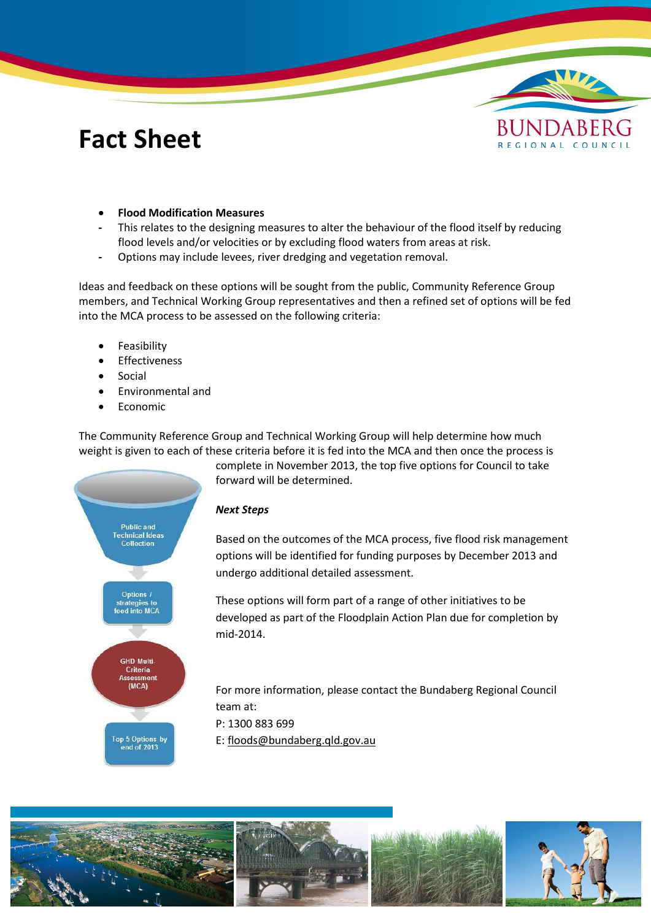# Fact Sheet

- **Flood Modification Measures**
  - This relates to the designing measures to alter the behaviour of the flood itself by reducing flood levels and/or velocities or by excluding flood waters from areas at risk.
  - Options may include levees, river dredging and vegetation removal.

Ideas and feedback on these options will be sought from the public, Community Reference Group members, and Technical Working Group representatives and then a refined set of options will be fed into the MCA process to be assessed on the following criteria:

- Feasibility
- Effectiveness
- Social
- Environmental and
- Economic

The Community Reference Group and Technical Working Group will help determine how much weight is given to each of these criteria before it is fed into the MCA and then once the process is complete in November 2013, the top five options for Council to take forward will be determined.

Public and Technical Ideas Collection

Options / strategies to feed into MCA

GHD Multi-Criteria Assessment (MCA)

Top 5 Options by end of 2013

***Next Steps***

Based on the outcomes of the MCA process, five flood risk management options will be identified for funding purposes by December 2013 and undergo additional detailed assessment.

These options will form part of a range of other initiatives to be developed as part of the Floodplain Action Plan due for completion by mid-2014.

For more information, please contact the Bundaberg Regional Council team at:
P: 1300 883 699
E: floods@bundaberg.qld.gov.au